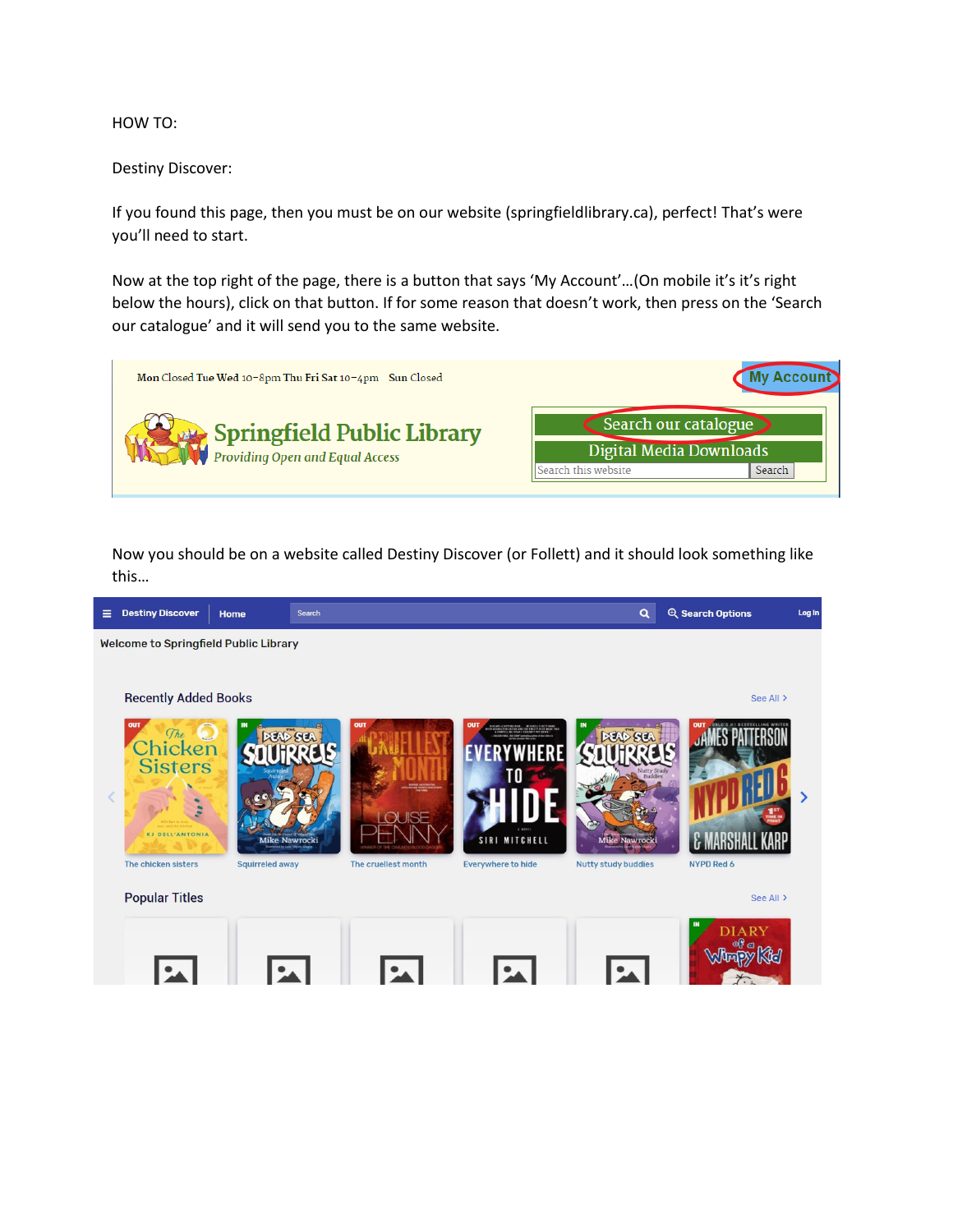HOW TO:

Destiny Discover:

If you found this page, then you must be on our website (springfieldlibrary.ca), perfect! That's were you'll need to start.

Now at the top right of the page, there is a button that says 'My Account'…(On mobile it's it's right below the hours), click on that button. If for some reason that doesn't work, then press on the 'Search our catalogue' and it will send you to the same website.

Now you should be on a website called Destiny Discover (or Follett) and it should look something like this…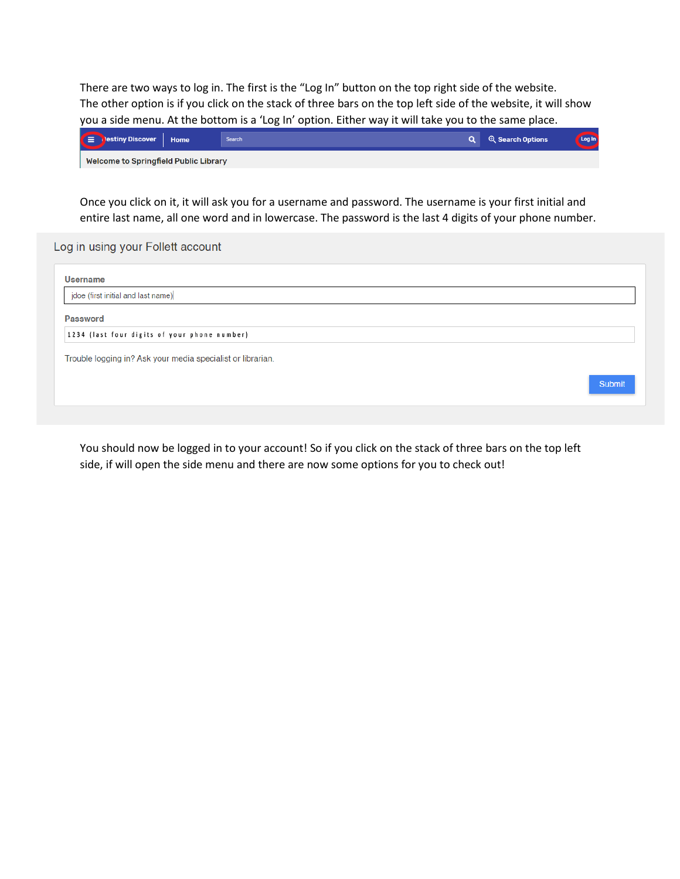There are two ways to log in. The first is the “Log In” button on the top right side of the website. The other option is if you click on the stack of three bars on the top left side of the website, it will show you a side menu. At the bottom is a ‘Log In’ option. Either way it will take you to the same place.

Destiny Discover | Home | Search | Search Options | Log In

Welcome to Springfield Public Library

Once you click on it, it will ask you for a username and password. The username is your first initial and entire last name, all one word and in lowercase. The password is the last 4 digits of your phone number.

Log in using your Follett account

**Username**

jdoe (first initial and last name)

**Password**

1234 (last four digits of your phone number)

Trouble logging in? Ask your media specialist or librarian.

Submit

You should now be logged in to your account! So if you click on the stack of three bars on the top left side, if will open the side menu and there are now some options for you to check out!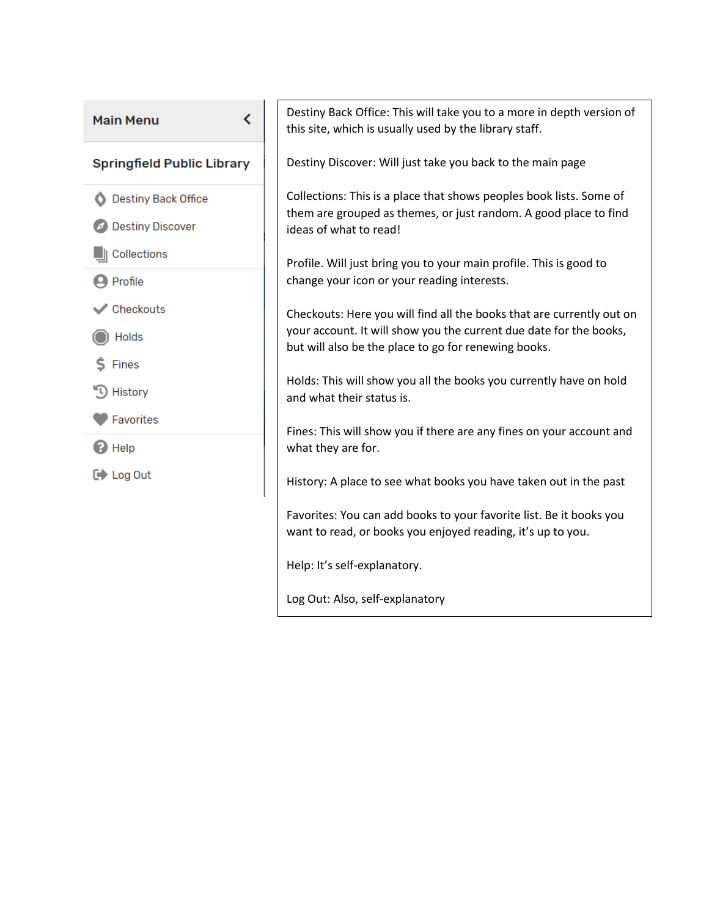**Main Menu**

**Springfield Public Library**

- Destiny Back Office
- Destiny Discover
- Collections
- Profile
- Checkouts
- Holds
- Fines
- History
- Favorites
- Help
- Log Out

Destiny Back Office: This will take you to a more in depth version of this site, which is usually used by the library staff.

Destiny Discover: Will just take you back to the main page

Collections: This is a place that shows peoples book lists. Some of them are grouped as themes, or just random. A good place to find ideas of what to read!

Profile. Will just bring you to your main profile. This is good to change your icon or your reading interests.

Checkouts: Here you will find all the books that are currently out on your account. It will show you the current due date for the books, but will also be the place to go for renewing books.

Holds: This will show you all the books you currently have on hold and what their status is.

Fines: This will show you if there are any fines on your account and what they are for.

History: A place to see what books you have taken out in the past

Favorites: You can add books to your favorite list. Be it books you want to read, or books you enjoyed reading, it's up to you.

Help: It's self-explanatory.

Log Out: Also, self-explanatory